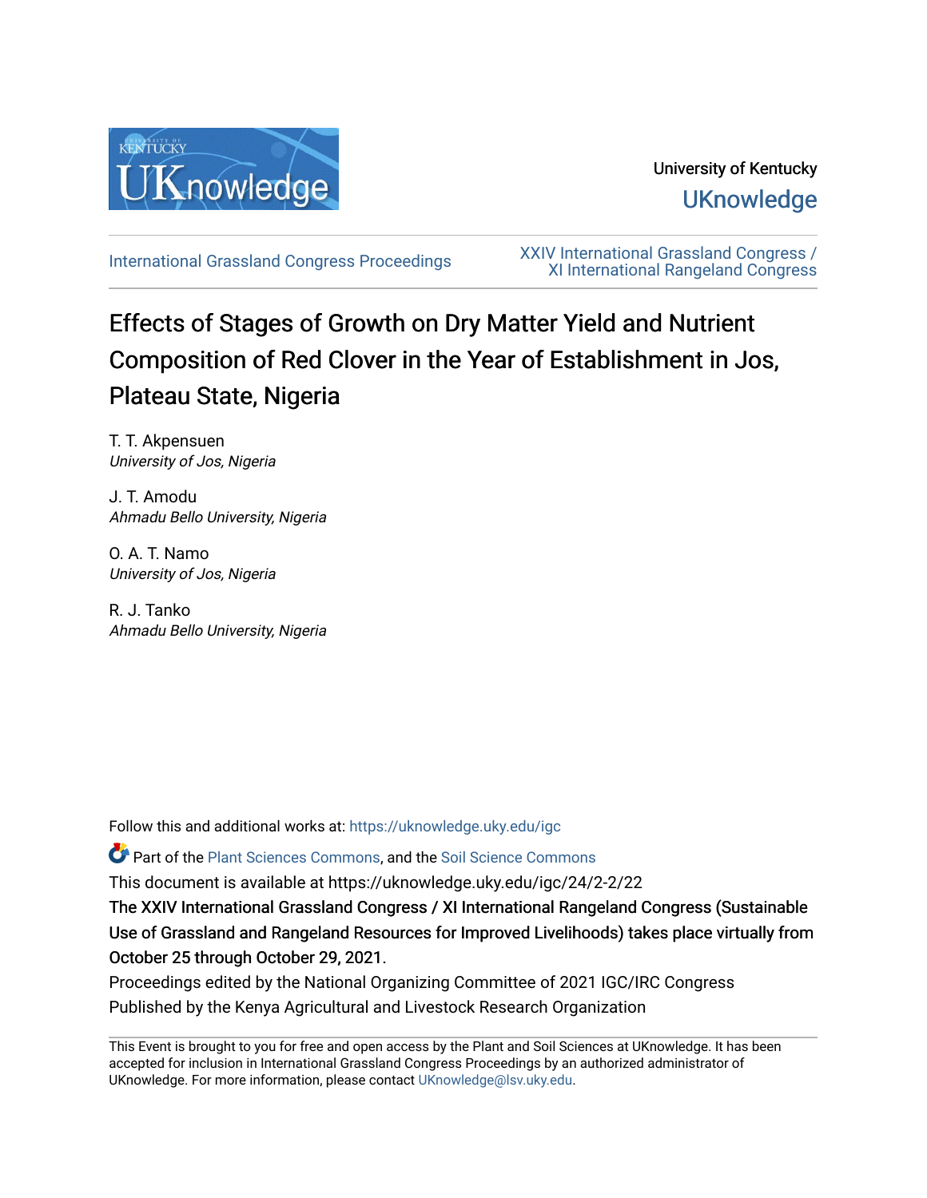University of Kentucky

UKnowledge

International Grassland Congress Proceedings

XXIV International Grassland Congress / XI International Rangeland Congress

# Effects of Stages of Growth on Dry Matter Yield and Nutrient Composition of Red Clover in the Year of Establishment in Jos, Plateau State, Nigeria

T. T. Akpensuen
*University of Jos, Nigeria*

J. T. Amodu
*Ahmadu Bello University, Nigeria*

O. A. T. Namo
*University of Jos, Nigeria*

R. J. Tanko
*Ahmadu Bello University, Nigeria*

Follow this and additional works at: https://uknowledge.uky.edu/igc

Part of the Plant Sciences Commons, and the Soil Science Commons

This document is available at https://uknowledge.uky.edu/igc/24/2-2/22

**The XXIV International Grassland Congress / XI International Rangeland Congress (Sustainable Use of Grassland and Rangeland Resources for Improved Livelihoods) takes place virtually from October 25 through October 29, 2021.**

Proceedings edited by the National Organizing Committee of 2021 IGC/IRC Congress

Published by the Kenya Agricultural and Livestock Research Organization

This Event is brought to you for free and open access by the Plant and Soil Sciences at UKnowledge. It has been accepted for inclusion in International Grassland Congress Proceedings by an authorized administrator of UKnowledge. For more information, please contact UKnowledge@lsv.uky.edu.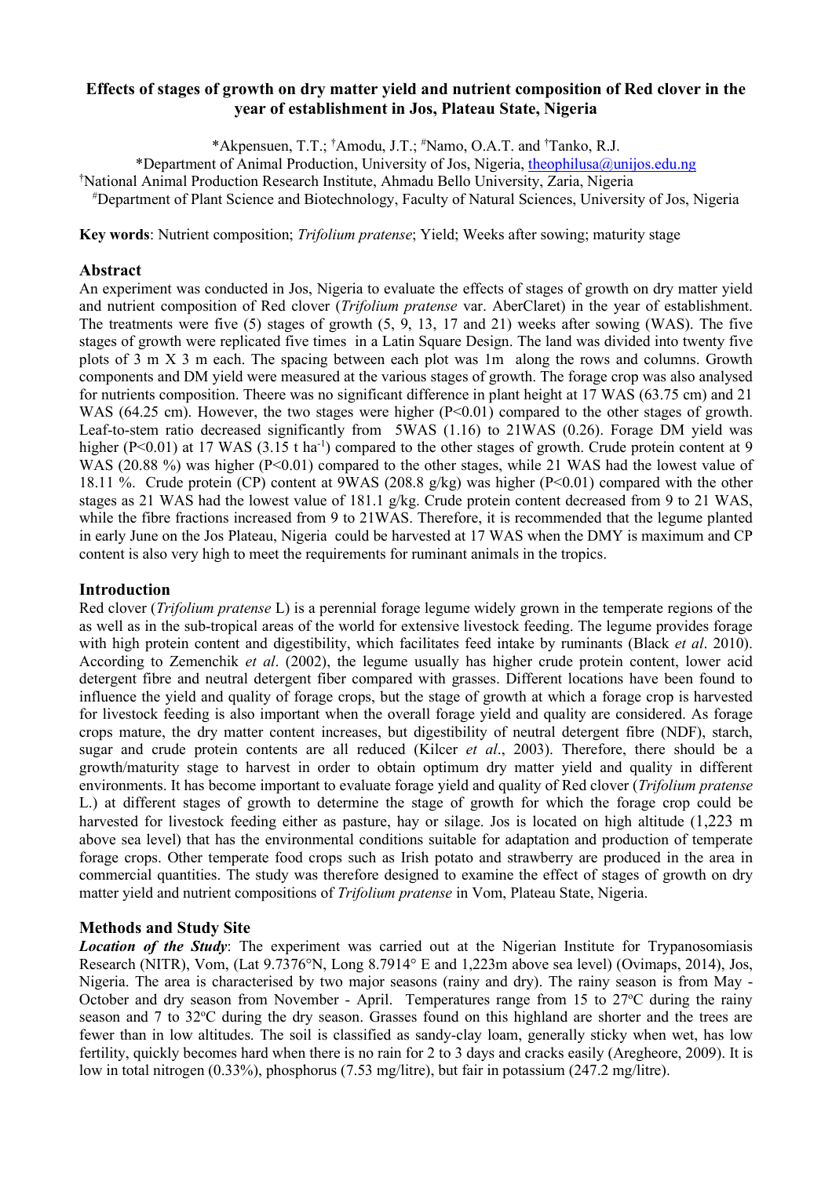# Effects of stages of growth on dry matter yield and nutrient composition of Red clover in the year of establishment in Jos, Plateau State, Nigeria

*Akpensuen, T.T.; †Amodu, J.T.; #Namo, O.A.T. and †Tanko, R.J.

*Department of Animal Production, University of Jos, Nigeria, theophilusa@unijos.edu.ng
†National Animal Production Research Institute, Ahmadu Bello University, Zaria, Nigeria
#Department of Plant Science and Biotechnology, Faculty of Natural Sciences, University of Jos, Nigeria

**Key words**: Nutrient composition; *Trifolium pratense*; Yield; Weeks after sowing; maturity stage

## Abstract

An experiment was conducted in Jos, Nigeria to evaluate the effects of stages of growth on dry matter yield and nutrient composition of Red clover (*Trifolium pratense* var. AberClaret) in the year of establishment. The treatments were five (5) stages of growth (5, 9, 13, 17 and 21) weeks after sowing (WAS). The five stages of growth were replicated five times in a Latin Square Design. The land was divided into twenty five plots of 3 m X 3 m each. The spacing between each plot was 1m along the rows and columns. Growth components and DM yield were measured at the various stages of growth. The forage crop was also analysed for nutrients composition. Theere was no significant difference in plant height at 17 WAS (63.75 cm) and 21 WAS (64.25 cm). However, the two stages were higher ($P<0.01$) compared to the other stages of growth. Leaf-to-stem ratio decreased significantly from 5WAS (1.16) to 21WAS (0.26). Forage DM yield was higher ($P<0.01$) at 17 WAS (3.15 t $ha^{-1}$) compared to the other stages of growth. Crude protein content at 9 WAS (20.88 %) was higher ($P<0.01$) compared to the other stages, while 21 WAS had the lowest value of 18.11 %. Crude protein (CP) content at 9WAS (208.8 g/kg) was higher ($P<0.01$) compared with the other stages as 21 WAS had the lowest value of 181.1 g/kg. Crude protein content decreased from 9 to 21 WAS, while the fibre fractions increased from 9 to 21WAS. Therefore, it is recommended that the legume planted in early June on the Jos Plateau, Nigeria could be harvested at 17 WAS when the DMY is maximum and CP content is also very high to meet the requirements for ruminant animals in the tropics.

## Introduction

Red clover (*Trifolium pratense* L) is a perennial forage legume widely grown in the temperate regions of the as well as in the sub-tropical areas of the world for extensive livestock feeding. The legume provides forage with high protein content and digestibility, which facilitates feed intake by ruminants (Black *et al*. 2010). According to Zemenchik *et al*. (2002), the legume usually has higher crude protein content, lower acid detergent fibre and neutral detergent fiber compared with grasses. Different locations have been found to influence the yield and quality of forage crops, but the stage of growth at which a forage crop is harvested for livestock feeding is also important when the overall forage yield and quality are considered. As forage crops mature, the dry matter content increases, but digestibility of neutral detergent fibre (NDF), starch, sugar and crude protein contents are all reduced (Kilcer *et al*., 2003). Therefore, there should be a growth/maturity stage to harvest in order to obtain optimum dry matter yield and quality in different environments. It has become important to evaluate forage yield and quality of Red clover (*Trifolium pratense* L.) at different stages of growth to determine the stage of growth for which the forage crop could be harvested for livestock feeding either as pasture, hay or silage. Jos is located on high altitude (1,223 m above sea level) that has the environmental conditions suitable for adaptation and production of temperate forage crops. Other temperate food crops such as Irish potato and strawberry are produced in the area in commercial quantities. The study was therefore designed to examine the effect of stages of growth on dry matter yield and nutrient compositions of *Trifolium pratense* in Vom, Plateau State, Nigeria.

## Methods and Study Site

***Location of the Study***: The experiment was carried out at the Nigerian Institute for Trypanosomiasis Research (NITR), Vom, (Lat 9.7376°N, Long 8.7914° E and 1,223m above sea level) (Ovimaps, 2014), Jos, Nigeria. The area is characterised by two major seasons (rainy and dry). The rainy season is from May - October and dry season from November - April. Temperatures range from 15 to 27°C during the rainy season and 7 to 32°C during the dry season. Grasses found on this highland are shorter and the trees are fewer than in low altitudes. The soil is classified as sandy-clay loam, generally sticky when wet, has low fertility, quickly becomes hard when there is no rain for 2 to 3 days and cracks easily (Aregheore, 2009). It is low in total nitrogen (0.33%), phosphorus (7.53 mg/litre), but fair in potassium (247.2 mg/litre).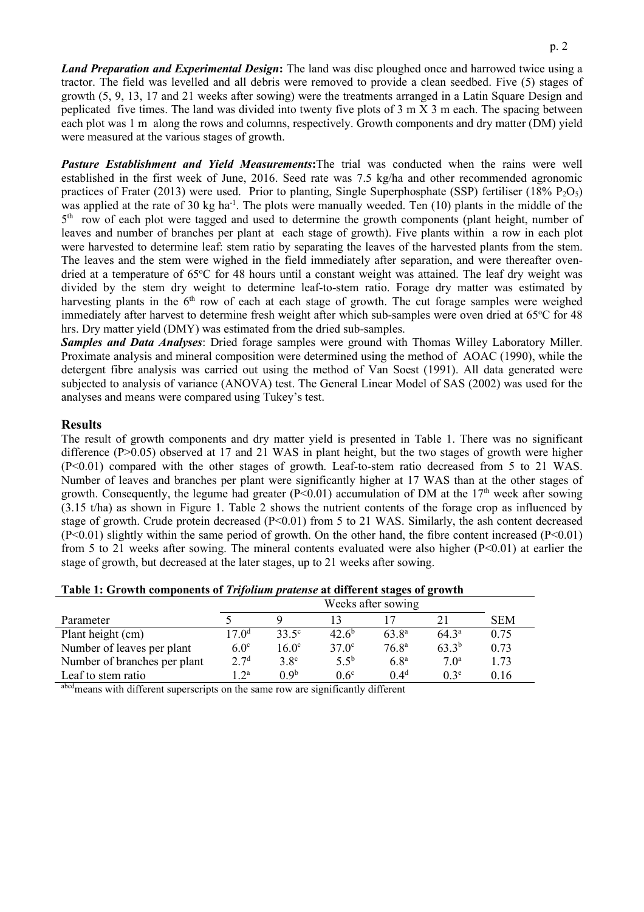***Land Preparation and Experimental Design*:** The land was disc ploughed once and harrowed twice using a tractor. The field was levelled and all debris were removed to provide a clean seedbed. Five (5) stages of growth (5, 9, 13, 17 and 21 weeks after sowing) were the treatments arranged in a Latin Square Design and peplicated five times. The land was divided into twenty five plots of 3 m X 3 m each. The spacing between each plot was 1 m along the rows and columns, respectively. Growth components and dry matter (DM) yield were measured at the various stages of growth.

***Pasture Establishment and Yield Measurements*:**The trial was conducted when the rains were well established in the first week of June, 2016. Seed rate was 7.5 kg/ha and other recommended agronomic practices of Frater (2013) were used. Prior to planting, Single Superphosphate (SSP) fertiliser (18% $P_2O_5$) was applied at the rate of 30 kg ha$^{-1}$. The plots were manually weeded. Ten (10) plants in the middle of the 5$^{th}$ row of each plot were tagged and used to determine the growth components (plant height, number of leaves and number of branches per plant at each stage of growth). Five plants within a row in each plot were harvested to determine leaf: stem ratio by separating the leaves of the harvested plants from the stem. The leaves and the stem were wighed in the field immediately after separation, and were thereafter oven-dried at a temperature of 65$^o$C for 48 hours until a constant weight was attained. The leaf dry weight was divided by the stem dry weight to determine leaf-to-stem ratio. Forage dry matter was estimated by harvesting plants in the 6$^{th}$ row of each at each stage of growth. The cut forage samples were weighed immediately after harvest to determine fresh weight after which sub-samples were oven dried at 65$^o$C for 48 hrs. Dry matter yield (DMY) was estimated from the dried sub-samples.

***Samples and Data Analyses***: Dried forage samples were ground with Thomas Willey Laboratory Miller. Proximate analysis and mineral composition were determined using the method of AOAC (1990), while the detergent fibre analysis was carried out using the method of Van Soest (1991). All data generated were subjected to analysis of variance (ANOVA) test. The General Linear Model of SAS (2002) was used for the analyses and means were compared using Tukey's test.

## Results

The result of growth components and dry matter yield is presented in Table 1. There was no significant difference ($P>0.05$) observed at 17 and 21 WAS in plant height, but the two stages of growth were higher ($P<0.01$) compared with the other stages of growth. Leaf-to-stem ratio decreased from 5 to 21 WAS. Number of leaves and branches per plant were significantly higher at 17 WAS than at the other stages of growth. Consequently, the legume had greater ($P<0.01$) accumulation of DM at the 17$^{th}$ week after sowing (3.15 t/ha) as shown in Figure 1. Table 2 shows the nutrient contents of the forage crop as influenced by stage of growth. Crude protein decreased ($P<0.01$) from 5 to 21 WAS. Similarly, the ash content decreased ($P<0.01$) slightly within the same period of growth. On the other hand, the fibre content increased ($P<0.01$) from 5 to 21 weeks after sowing. The mineral contents evaluated were also higher ($P<0.01$) at earlier the stage of growth, but decreased at the later stages, up to 21 weeks after sowing.

**Table 1: Growth components of *Trifolium pratense* at different stages of growth**

| | Weeks after sowing | | | | | |
|---|---|---|---|---|---|---|
| Parameter | 5 | 9 | 13 | 17 | 21 | SEM |
| Plant height (cm) | 17.0$^d$ | 33.5$^c$ | 42.6$^b$ | 63.8$^a$ | 64.3$^a$ | 0.75 |
| Number of leaves per plant | 6.0$^c$ | 16.0$^c$ | 37.0$^c$ | 76.8$^a$ | 63.3$^b$ | 0.73 |
| Number of branches per plant | 2.7$^d$ | 3.8$^c$ | 5.5$^b$ | 6.8$^a$ | 7.0$^a$ | 1.73 |
| Leaf to stem ratio | 1.2$^a$ | 0.9$^b$ | 0.6$^c$ | 0.4$^d$ | 0.3$^e$ | 0.16 |

$^{abcd}$means with different superscripts on the same row are significantly different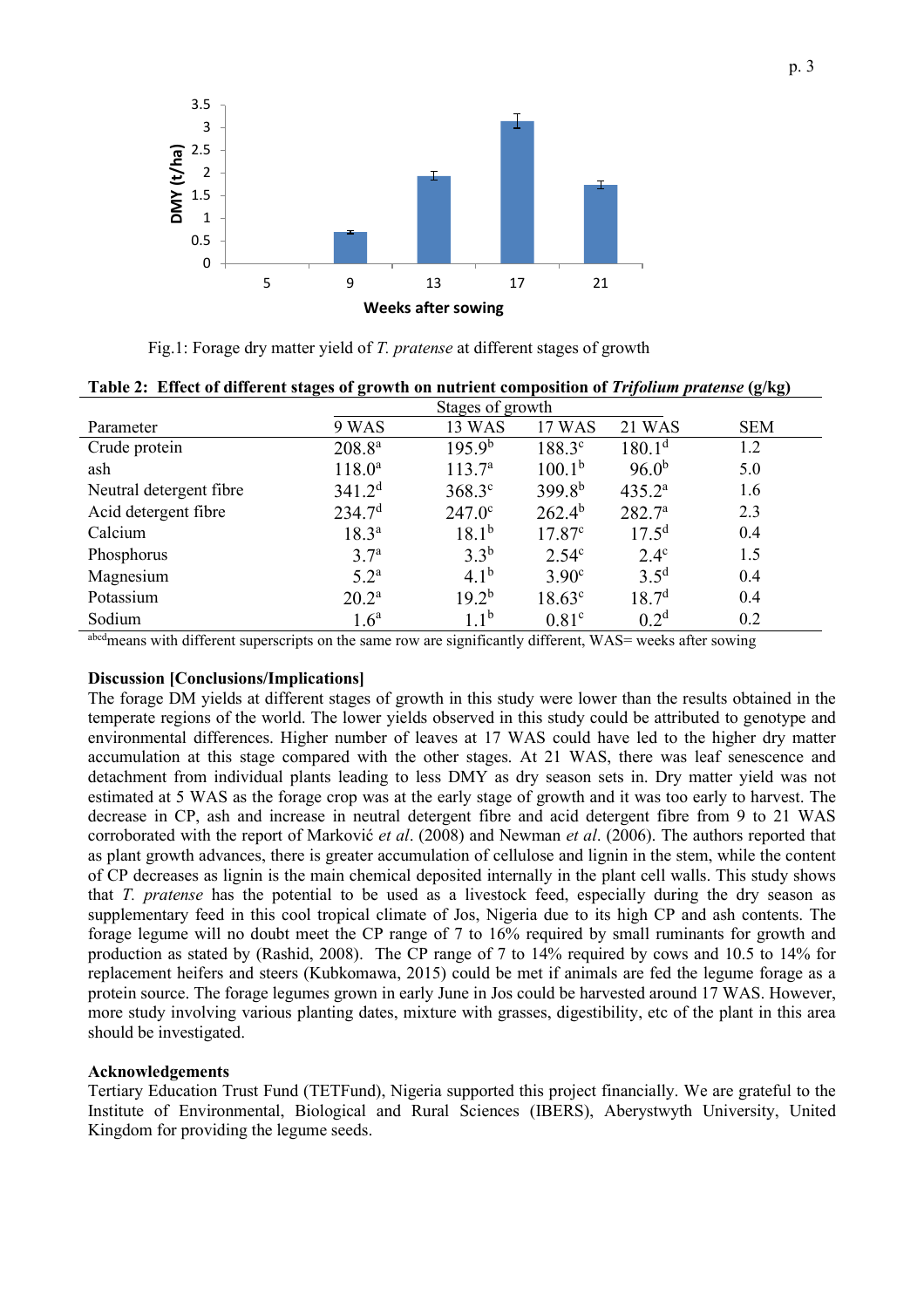Fig.1: Forage dry matter yield of *T. pratense* at different stages of growth

**Table 2: Effect of different stages of growth on nutrient composition of *Trifolium pratense* (g/kg)**

| Parameter | Stages of growth | | | | SEM |
|---|---|---|---|---|---|
| | 9 WAS | 13 WAS | 17 WAS | 21 WAS | |
| Crude protein | $208.8^{a}$ | $195.9^{b}$ | $188.3^{c}$ | $180.1^{d}$ | 1.2 |
| ash | $118.0^{a}$ | $113.7^{a}$ | $100.1^{b}$ | $96.0^{b}$ | 5.0 |
| Neutral detergent fibre | $341.2^{d}$ | $368.3^{c}$ | $399.8^{b}$ | $435.2^{a}$ | 1.6 |
| Acid detergent fibre | $234.7^{d}$ | $247.0^{c}$ | $262.4^{b}$ | $282.7^{a}$ | 2.3 |
| Calcium | $18.3^{a}$ | $18.1^{b}$ | $17.87^{c}$ | $17.5^{d}$ | 0.4 |
| Phosphorus | $3.7^{a}$ | $3.3^{b}$ | $2.54^{c}$ | $2.4^{c}$ | 1.5 |
| Magnesium | $5.2^{a}$ | $4.1^{b}$ | $3.90^{c}$ | $3.5^{d}$ | 0.4 |
| Potassium | $20.2^{a}$ | $19.2^{b}$ | $18.63^{c}$ | $18.7^{d}$ | 0.4 |
| Sodium | $1.6^{a}$ | $1.1^{b}$ | $0.81^{c}$ | $0.2^{d}$ | 0.2 |

[abcd]means with different superscripts on the same row are significantly different, WAS= weeks after sowing

**Discussion [Conclusions/Implications]**

The forage DM yields at different stages of growth in this study were lower than the results obtained in the temperate regions of the world. The lower yields observed in this study could be attributed to genotype and environmental differences. Higher number of leaves at 17 WAS could have led to the higher dry matter accumulation at this stage compared with the other stages. At 21 WAS, there was leaf senescence and detachment from individual plants leading to less DMY as dry season sets in. Dry matter yield was not estimated at 5 WAS as the forage crop was at the early stage of growth and it was too early to harvest. The decrease in CP, ash and increase in neutral detergent fibre and acid detergent fibre from 9 to 21 WAS corroborated with the report of Marković *et al*. (2008) and Newman *et al*. (2006). The authors reported that as plant growth advances, there is greater accumulation of cellulose and lignin in the stem, while the content of CP decreases as lignin is the main chemical deposited internally in the plant cell walls. This study shows that *T. pratense* has the potential to be used as a livestock feed, especially during the dry season as supplementary feed in this cool tropical climate of Jos, Nigeria due to its high CP and ash contents. The forage legume will no doubt meet the CP range of 7 to 16% required by small ruminants for growth and production as stated by (Rashid, 2008). The CP range of 7 to 14% required by cows and 10.5 to 14% for replacement heifers and steers (Kubkomawa, 2015) could be met if animals are fed the legume forage as a protein source. The forage legumes grown in early June in Jos could be harvested around 17 WAS. However, more study involving various planting dates, mixture with grasses, digestibility, etc of the plant in this area should be investigated.

**Acknowledgements**

Tertiary Education Trust Fund (TETFund), Nigeria supported this project financially. We are grateful to the Institute of Environmental, Biological and Rural Sciences (IBERS), Aberystwyth University, United Kingdom for providing the legume seeds.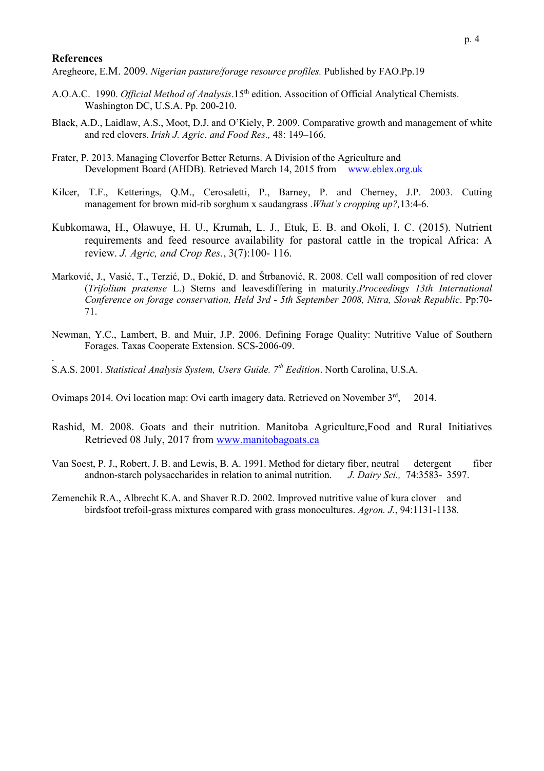## References

Aregheore, E.M. 2009. *Nigerian pasture/forage resource profiles.* Published by FAO.Pp.19

A.O.A.C. 1990. *Official Method of Analysis*.15th edition. Association of Official Analytical Chemists. Washington DC, U.S.A. Pp. 200-210.

Black, A.D., Laidlaw, A.S., Moot, D.J. and O'Kiely, P. 2009. Comparative growth and management of white and red clovers. *Irish J. Agric. and Food Res.,* 48: 149–166.

Frater, P. 2013. Managing Cloverfor Better Returns. A Division of the Agriculture and Development Board (AHDB). Retrieved March 14, 2015 from www.eblex.org.uk

Kilcer, T.F., Ketterings, Q.M., Cerosaletti, P., Barney, P. and Cherney, J.P. 2003. Cutting management for brown mid-rib sorghum x saudangrass .*What's cropping up?,*13:4-6.

Kubkomawa, H., Olawuye, H. U., Krumah, L. J., Etuk, E. B. and Okoli, I. C. (2015). Nutrient requirements and feed resource availability for pastoral cattle in the tropical Africa: A review. *J. Agric, and Crop Res.*, 3(7):100- 116.

Marković, J., Vasić, T., Terzić, D., Đokić, D. and Štrbanović, R. 2008. Cell wall composition of red clover (*Trifolium pratense* L.) Stems and leavesdiffering in maturity.*Proceedings 13th International Conference on forage conservation, Held 3rd - 5th September 2008, Nitra, Slovak Republic*. Pp:70-71.

Newman, Y.C., Lambert, B. and Muir, J.P. 2006. Defining Forage Quality: Nutritive Value of Southern Forages. Taxas Cooperate Extension. SCS-2006-09.

S.A.S. 2001. *Statistical Analysis System, Users Guide. 7th Eedition*. North Carolina, U.S.A.

Ovimaps 2014. Ovi location map: Ovi earth imagery data. Retrieved on November 3rd, 2014.

Rashid, M. 2008. Goats and their nutrition. Manitoba Agriculture,Food and Rural Initiatives Retrieved 08 July, 2017 from www.manitobagoats.ca

Van Soest, P. J., Robert, J. B. and Lewis, B. A. 1991. Method for dietary fiber, neutral detergent fiber andnon-starch polysaccharides in relation to animal nutrition. *J. Dairy Sci.,* 74:3583- 3597.

Zemenchik R.A., Albrecht K.A. and Shaver R.D. 2002. Improved nutritive value of kura clover and birdsfoot trefoil-grass mixtures compared with grass monocultures. *Agron. J.*, 94:1131-1138.